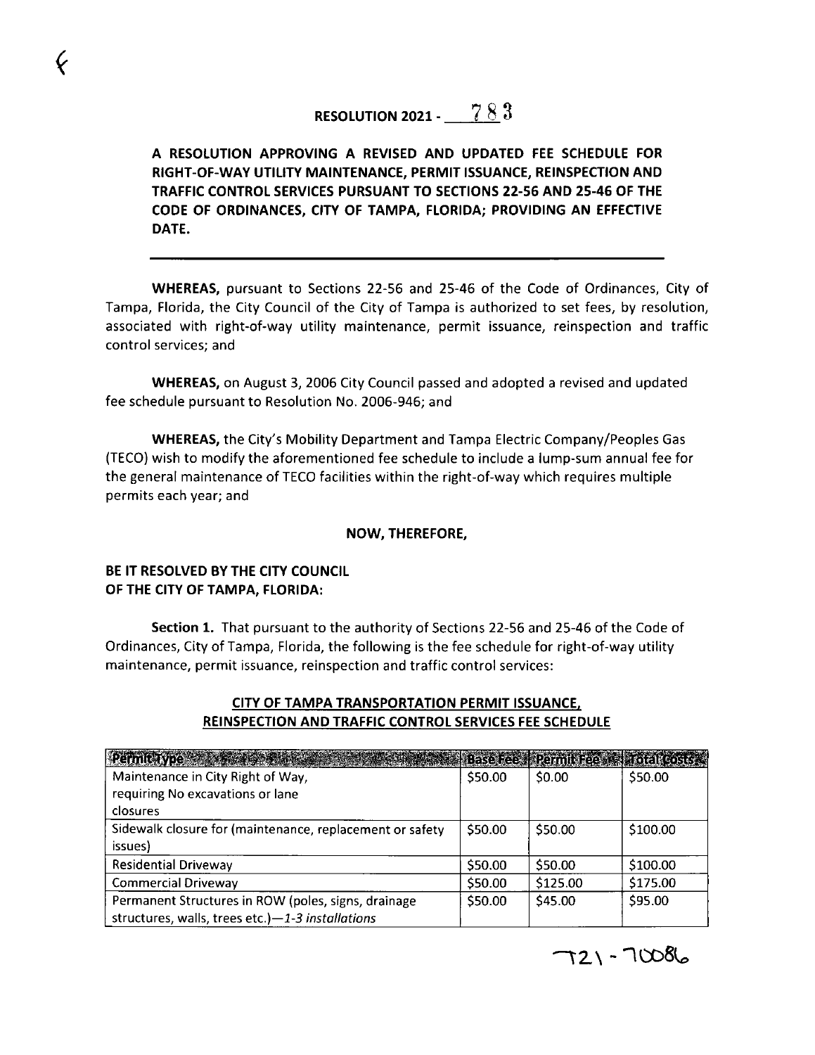# RESOLUTION 2021 - 783

**A RESOLUTION APPROVING A REVISED AND UPDATED FEE SCHEDULE FOR RIGHT-OF-WAY UTILITY MAINTENANCE, PERMIT ISSUANCE, REINSPECTION AND TRAFFIC CONTROL SERVICES PURSUANT TO SECTIONS 22-56 AND 25-46 OF THE CODE OF ORDINANCES, CITY OF TAMPA, FLORIDA; PROVIDING AN EFFECTIVE DATE.**

---

**WHEREAS,** pursuant to Sections 22-56 and 25-46 of the Code of Ordinances, City of Tampa, Florida, the City Council of the City of Tampa is authorized to set fees, by resolution, associated with right-of-way utility maintenance, permit issuance, reinspection and traffic control services; and

**WHEREAS,** on August 3, 2006 City Council passed and adopted a revised and updated fee schedule pursuant to Resolution No. 2006-946; and

**WHEREAS,** the City's Mobility Department and Tampa Electric Company/Peoples Gas (TECO) wish to modify the aforementioned fee schedule to include a lump-sum annual fee for the general maintenance of TECO facilities within the right-of-way which requires multiple permits each year; and

**NOW, THEREFORE,**

**BE IT RESOLVED BY THE CITY COUNCIL OF THE CITY OF TAMPA, FLORIDA:**

**Section 1.** That pursuant to the authority of Sections 22-56 and 25-46 of the Code of Ordinances, City of Tampa, Florida, the following is the fee schedule for right-of-way utility maintenance, permit issuance, reinspection and traffic control services:

**CITY OF TAMPA TRANSPORTATION PERMIT ISSUANCE, REINSPECTION AND TRAFFIC CONTROL SERVICES FEE SCHEDULE**

| Permit Type | Base Fee | Permit Fee | Total Costs |
|---|---|---|---|
| Maintenance in City Right of Way, requiring No excavations or lane closures | $50.00 | $0.00 | $50.00 |
| Sidewalk closure for (maintenance, replacement or safety issues) | $50.00 | $50.00 | $100.00 |
| Residential Driveway | $50.00 | $50.00 | $100.00 |
| Commercial Driveway | $50.00 | $125.00 | $175.00 |
| Permanent Structures in ROW (poles, signs, drainage structures, walls, trees etc.)—*1-3 installations* | $50.00 | $45.00 | $95.00 |

T21-70086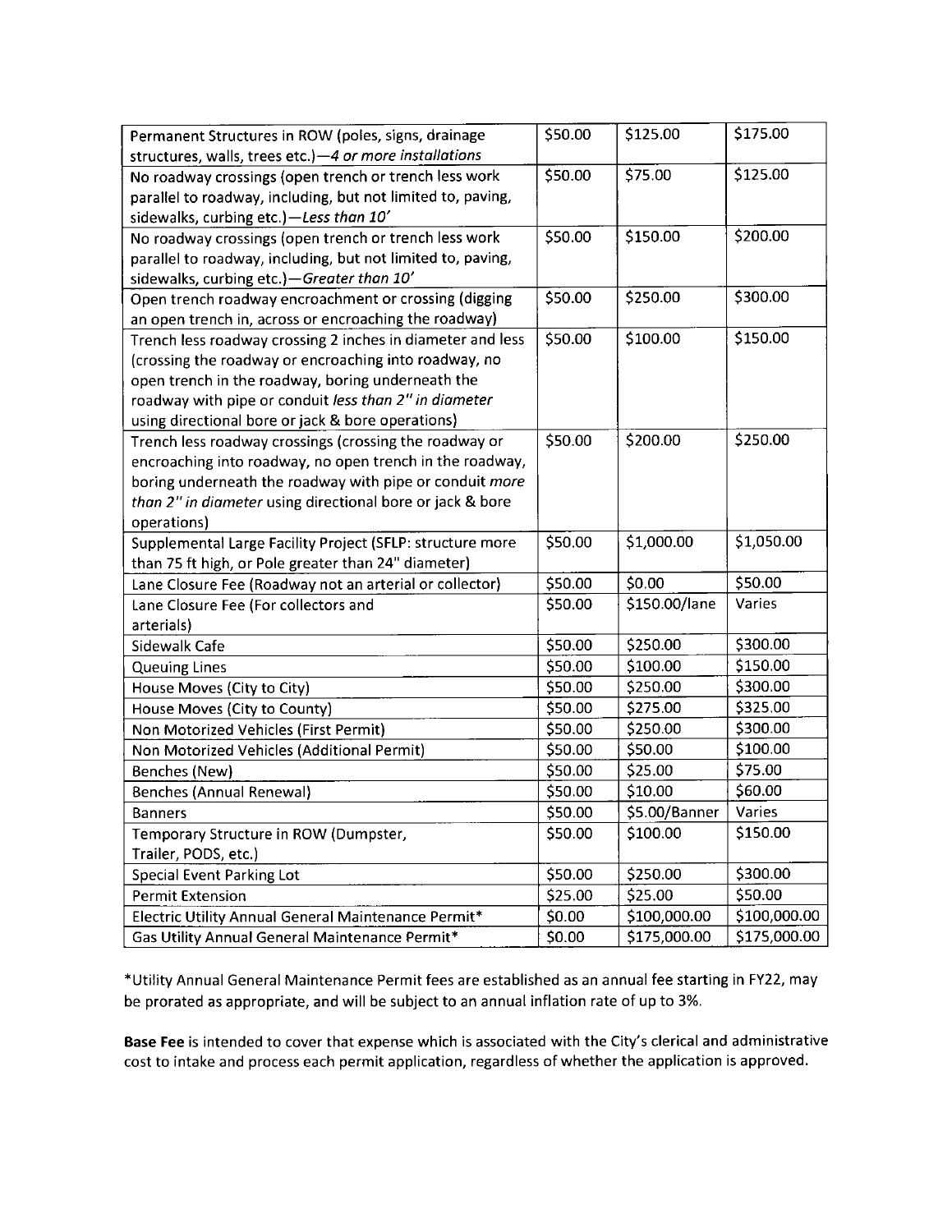| Permanent Structures in ROW (poles, signs, drainage structures, walls, trees etc.)—*4 or more installations* | $50.00 | $125.00 | $175.00 |
|---|---|---|---|
| No roadway crossings (open trench or trench less work parallel to roadway, including, but not limited to, paving, sidewalks, curbing etc.)—*Less than 10'* | $50.00 | $75.00 | $125.00 |
| No roadway crossings (open trench or trench less work parallel to roadway, including, but not limited to, paving, sidewalks, curbing etc.)—*Greater than 10'* | $50.00 | $150.00 | $200.00 |
| Open trench roadway encroachment or crossing (digging an open trench in, across or encroaching the roadway) | $50.00 | $250.00 | $300.00 |
| Trench less roadway crossing 2 inches in diameter and less (crossing the roadway or encroaching into roadway, no open trench in the roadway, boring underneath the roadway with pipe or conduit *less than 2" in diameter* using directional bore or jack & bore operations) | $50.00 | $100.00 | $150.00 |
| Trench less roadway crossings (crossing the roadway or encroaching into roadway, no open trench in the roadway, boring underneath the roadway with pipe or conduit *more than 2" in diameter* using directional bore or jack & bore operations) | $50.00 | $200.00 | $250.00 |
| Supplemental Large Facility Project (SFLP: structure more than 75 ft high, or Pole greater than 24" diameter) | $50.00 | $1,000.00 | $1,050.00 |
| Lane Closure Fee (Roadway not an arterial or collector) | $50.00 | $0.00 | $50.00 |
| Lane Closure Fee (For collectors and arterials) | $50.00 | $150.00/lane | Varies |
| Sidewalk Cafe | $50.00 | $250.00 | $300.00 |
| Queuing Lines | $50.00 | $100.00 | $150.00 |
| House Moves (City to City) | $50.00 | $250.00 | $300.00 |
| House Moves (City to County) | $50.00 | $275.00 | $325.00 |
| Non Motorized Vehicles (First Permit) | $50.00 | $250.00 | $300.00 |
| Non Motorized Vehicles (Additional Permit) | $50.00 | $50.00 | $100.00 |
| Benches (New) | $50.00 | $25.00 | $75.00 |
| Benches (Annual Renewal) | $50.00 | $10.00 | $60.00 |
| Banners | $50.00 | $5.00/Banner | Varies |
| Temporary Structure in ROW (Dumpster, Trailer, PODS, etc.) | $50.00 | $100.00 | $150.00 |
| Special Event Parking Lot | $50.00 | $250.00 | $300.00 |
| Permit Extension | $25.00 | $25.00 | $50.00 |
| Electric Utility Annual General Maintenance Permit* | $0.00 | $100,000.00 | $100,000.00 |
| Gas Utility Annual General Maintenance Permit* | $0.00 | $175,000.00 | $175,000.00 |

*Utility Annual General Maintenance Permit fees are established as an annual fee starting in FY22, may be prorated as appropriate, and will be subject to an annual inflation rate of up to 3%.

**Base Fee** is intended to cover that expense which is associated with the City's clerical and administrative cost to intake and process each permit application, regardless of whether the application is approved.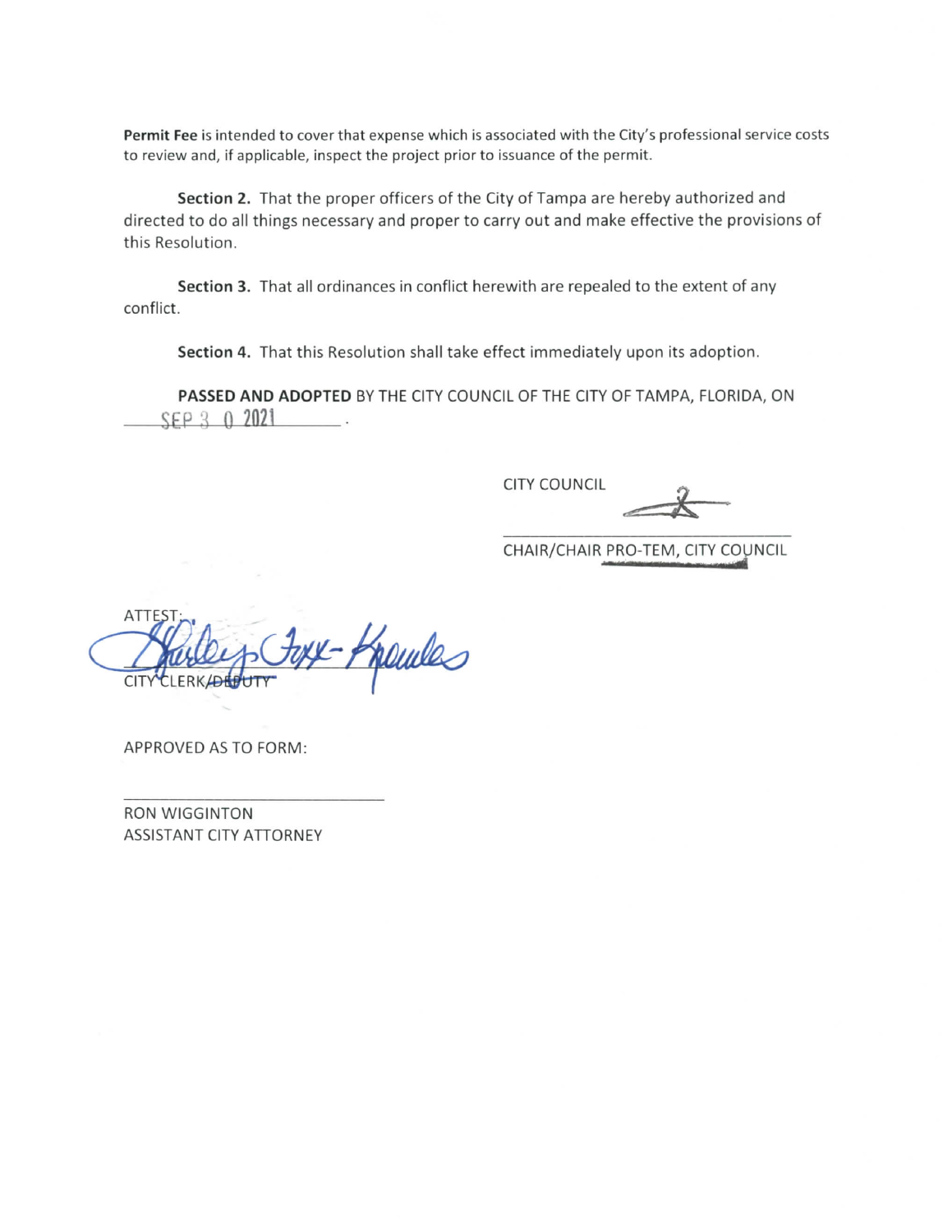**Permit Fee** is intended to cover that expense which is associated with the City's professional service costs to review and, if applicable, inspect the project prior to issuance of the permit.

**Section 2.** That the proper officers of the City of Tampa are hereby authorized and directed to do all things necessary and proper to carry out and make effective the provisions of this Resolution.

**Section 3.** That all ordinances in conflict herewith are repealed to the extent of any conflict.

**Section 4.** That this Resolution shall take effect immediately upon its adoption.

**PASSED AND ADOPTED** BY THE CITY COUNCIL OF THE CITY OF TAMPA, FLORIDA, ON SEP 3 0 2021.

CITY COUNCIL

CHAIR/CHAIR PRO-TEM, CITY COUNCIL

ATTEST:

CITY CLERK/DEPUTY

APPROVED AS TO FORM:

RON WIGGINTON
ASSISTANT CITY ATTORNEY